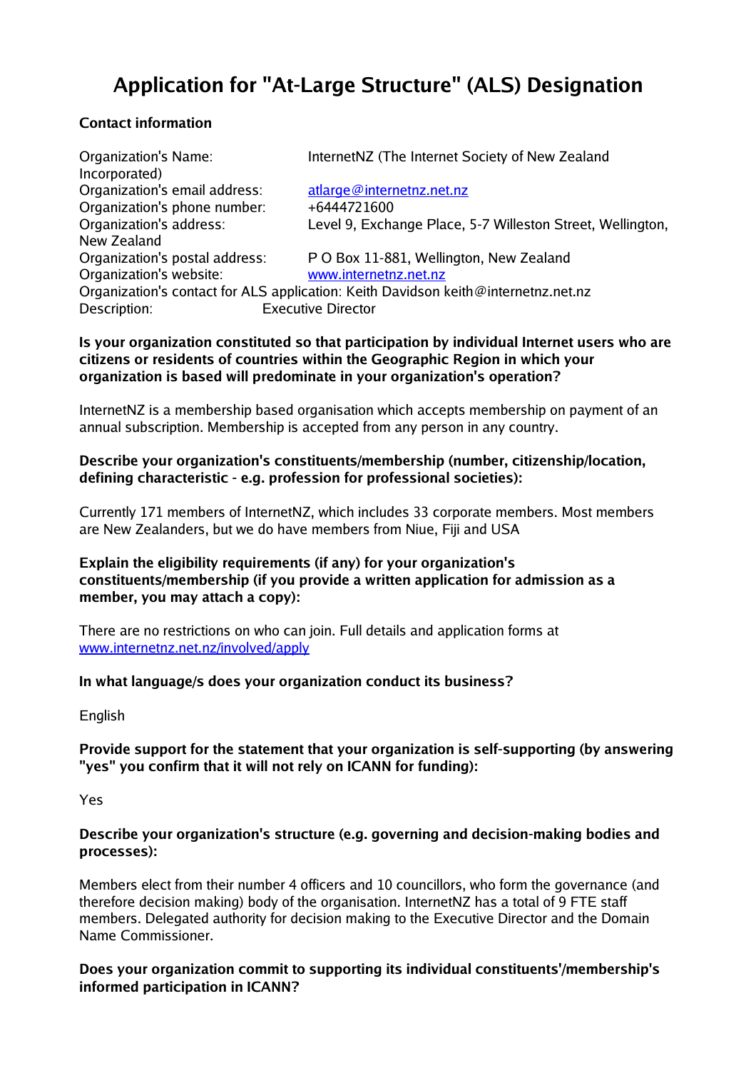# Application for "At-Large Structure" (ALS) Designation

**Contact information**

Organization's Name: InternetNZ (The Internet Society of New Zealand Incorporated)
Organization's email address: atlarge@internetnz.net.nz
Organization's phone number: +6444721600
Organization's address: Level 9, Exchange Place, 5-7 Willeston Street, Wellington, New Zealand
Organization's postal address: P O Box 11-881, Wellington, New Zealand
Organization's website: www.internetnz.net.nz
Organization's contact for ALS application: Keith Davidson keith@internetnz.net.nz
Description: Executive Director

**Is your organization constituted so that participation by individual Internet users who are citizens or residents of countries within the Geographic Region in which your organization is based will predominate in your organization's operation?**

InternetNZ is a membership based organisation which accepts membership on payment of an annual subscription. Membership is accepted from any person in any country.

**Describe your organization's constituents/membership (number, citizenship/location, defining characteristic - e.g. profession for professional societies):**

Currently 171 members of InternetNZ, which includes 33 corporate members. Most members are New Zealanders, but we do have members from Niue, Fiji and USA

**Explain the eligibility requirements (if any) for your organization's constituents/membership (if you provide a written application for admission as a member, you may attach a copy):**

There are no restrictions on who can join. Full details and application forms at www.internetnz.net.nz/involved/apply

**In what language/s does your organization conduct its business?**

English

**Provide support for the statement that your organization is self-supporting (by answering "yes" you confirm that it will not rely on ICANN for funding):**

Yes

**Describe your organization's structure (e.g. governing and decision-making bodies and processes):**

Members elect from their number 4 officers and 10 councillors, who form the governance (and therefore decision making) body of the organisation. InternetNZ has a total of 9 FTE staff members. Delegated authority for decision making to the Executive Director and the Domain Name Commissioner.

**Does your organization commit to supporting its individual constituents'/membership's informed participation in ICANN?**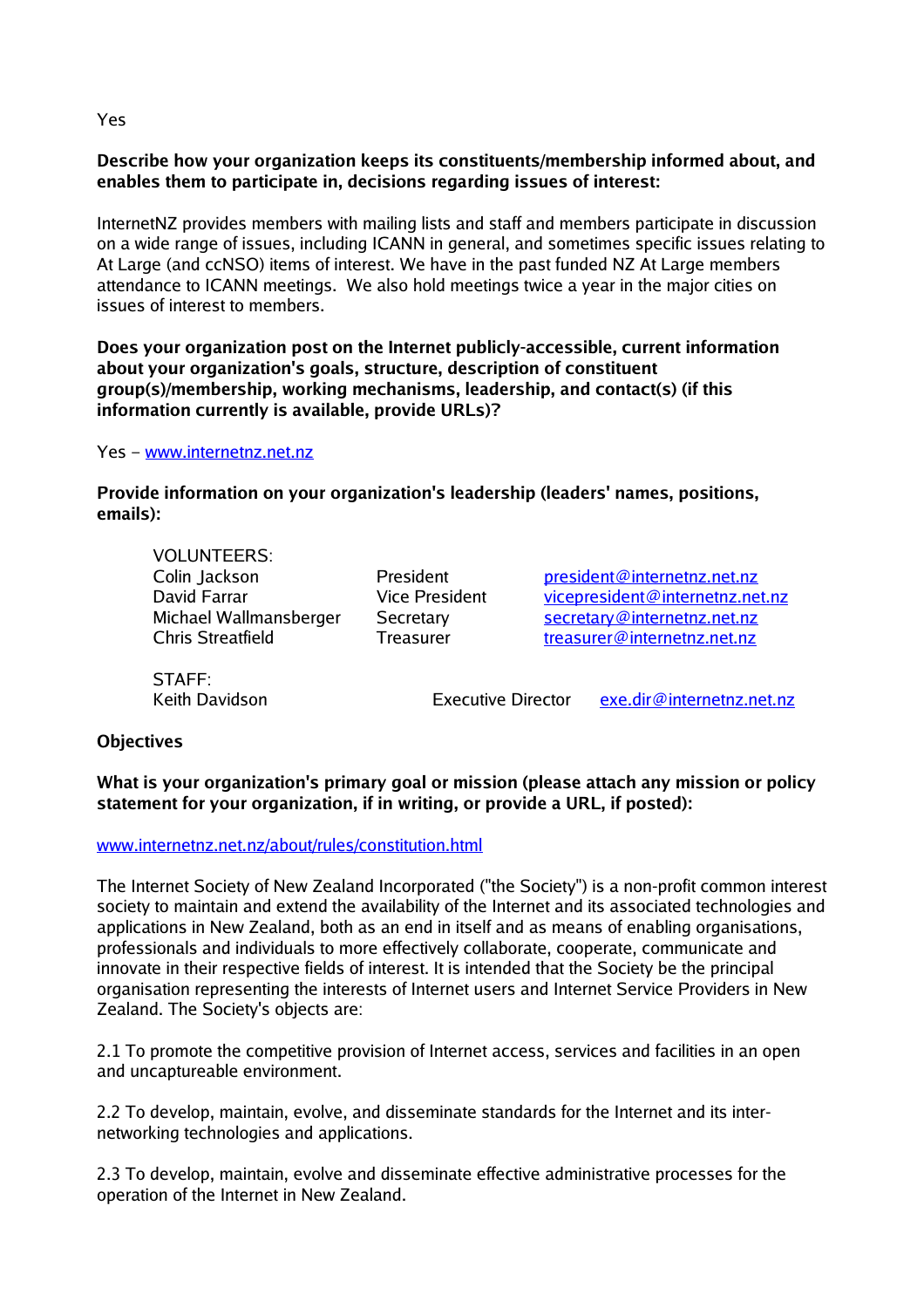Yes

**Describe how your organization keeps its constituents/membership informed about, and enables them to participate in, decisions regarding issues of interest:**

InternetNZ provides members with mailing lists and staff and members participate in discussion on a wide range of issues, including ICANN in general, and sometimes specific issues relating to At Large (and ccNSO) items of interest. We have in the past funded NZ At Large members attendance to ICANN meetings. We also hold meetings twice a year in the major cities on issues of interest to members.

**Does your organization post on the Internet publicly-accessible, current information about your organization's goals, structure, description of constituent group(s)/membership, working mechanisms, leadership, and contact(s) (if this information currently is available, provide URLs)?**

Yes - www.internetnz.net.nz

**Provide information on your organization's leadership (leaders' names, positions, emails):**

VOLUNTEERS:

| Name | Position | Email |
|---|---|---|
| Colin Jackson | President | president@internetnz.net.nz |
| David Farrar | Vice President | vicepresident@internetnz.net.nz |
| Michael Wallmansberger | Secretary | secretary@internetnz.net.nz |
| Chris Streatfield | Treasurer | treasurer@internetnz.net.nz |

STAFF:

| Name | Position | Email |
|---|---|---|
| Keith Davidson | Executive Director | exe.dir@internetnz.net.nz |

**Objectives**

**What is your organization's primary goal or mission (please attach any mission or policy statement for your organization, if in writing, or provide a URL, if posted):**

www.internetnz.net.nz/about/rules/constitution.html

The Internet Society of New Zealand Incorporated ("the Society") is a non-profit common interest society to maintain and extend the availability of the Internet and its associated technologies and applications in New Zealand, both as an end in itself and as means of enabling organisations, professionals and individuals to more effectively collaborate, cooperate, communicate and innovate in their respective fields of interest. It is intended that the Society be the principal organisation representing the interests of Internet users and Internet Service Providers in New Zealand. The Society's objects are:

2.1 To promote the competitive provision of Internet access, services and facilities in an open and uncaptureable environment.

2.2 To develop, maintain, evolve, and disseminate standards for the Internet and its inter-networking technologies and applications.

2.3 To develop, maintain, evolve and disseminate effective administrative processes for the operation of the Internet in New Zealand.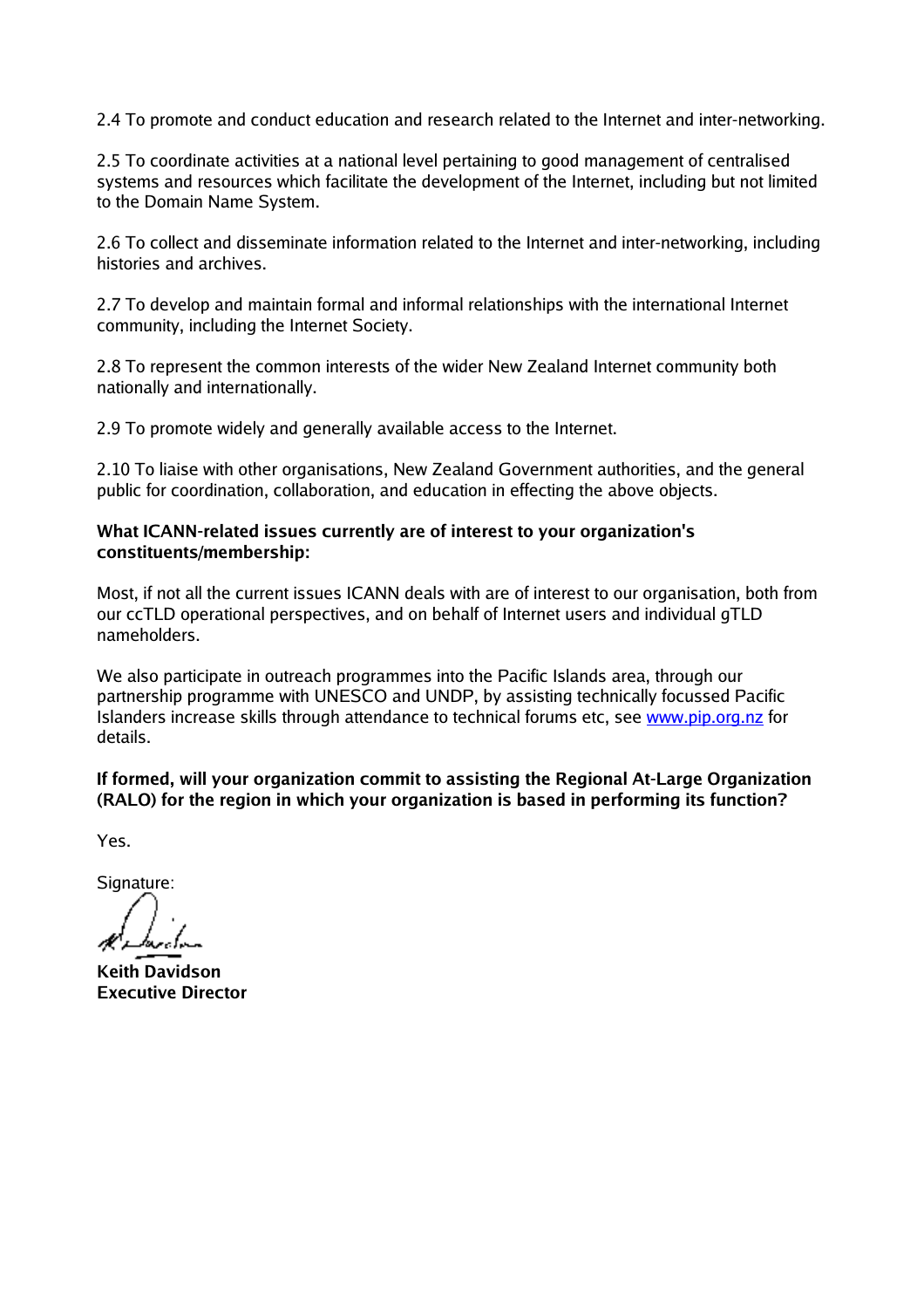2.4 To promote and conduct education and research related to the Internet and inter-networking.

2.5 To coordinate activities at a national level pertaining to good management of centralised systems and resources which facilitate the development of the Internet, including but not limited to the Domain Name System.

2.6 To collect and disseminate information related to the Internet and inter-networking, including histories and archives.

2.7 To develop and maintain formal and informal relationships with the international Internet community, including the Internet Society.

2.8 To represent the common interests of the wider New Zealand Internet community both nationally and internationally.

2.9 To promote widely and generally available access to the Internet.

2.10 To liaise with other organisations, New Zealand Government authorities, and the general public for coordination, collaboration, and education in effecting the above objects.

**What ICANN-related issues currently are of interest to your organization's constituents/membership:**

Most, if not all the current issues ICANN deals with are of interest to our organisation, both from our ccTLD operational perspectives, and on behalf of Internet users and individual gTLD nameholders.

We also participate in outreach programmes into the Pacific Islands area, through our partnership programme with UNESCO and UNDP, by assisting technically focussed Pacific Islanders increase skills through attendance to technical forums etc, see www.pip.org.nz for details.

**If formed, will your organization commit to assisting the Regional At-Large Organization (RALO) for the region in which your organization is based in performing its function?**

Yes.

Signature:

**Keith Davidson**
**Executive Director**